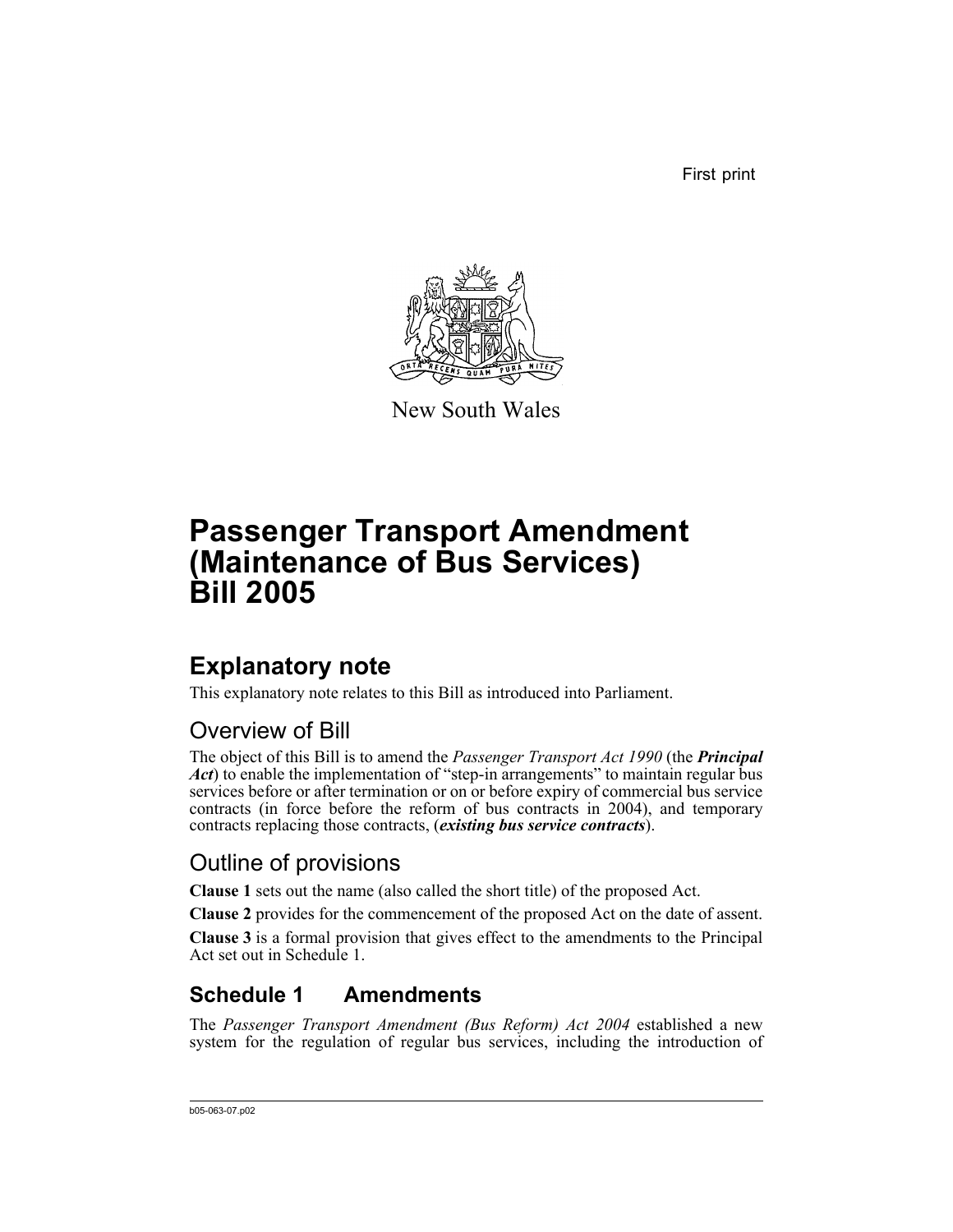First print

New South Wales

# Passenger Transport Amendment (Maintenance of Bus Services) Bill 2005

## Explanatory note

This explanatory note relates to this Bill as introduced into Parliament.

### Overview of Bill

The object of this Bill is to amend the *Passenger Transport Act 1990* (the ***Principal Act***) to enable the implementation of "step-in arrangements" to maintain regular bus services before or after termination or on or before expiry of commercial bus service contracts (in force before the reform of bus contracts in 2004), and temporary contracts replacing those contracts, (***existing bus service contracts***).

### Outline of provisions

**Clause 1** sets out the name (also called the short title) of the proposed Act.

**Clause 2** provides for the commencement of the proposed Act on the date of assent.

**Clause 3** is a formal provision that gives effect to the amendments to the Principal Act set out in Schedule 1.

## Schedule 1 Amendments

The *Passenger Transport Amendment (Bus Reform) Act 2004* established a new system for the regulation of regular bus services, including the introduction of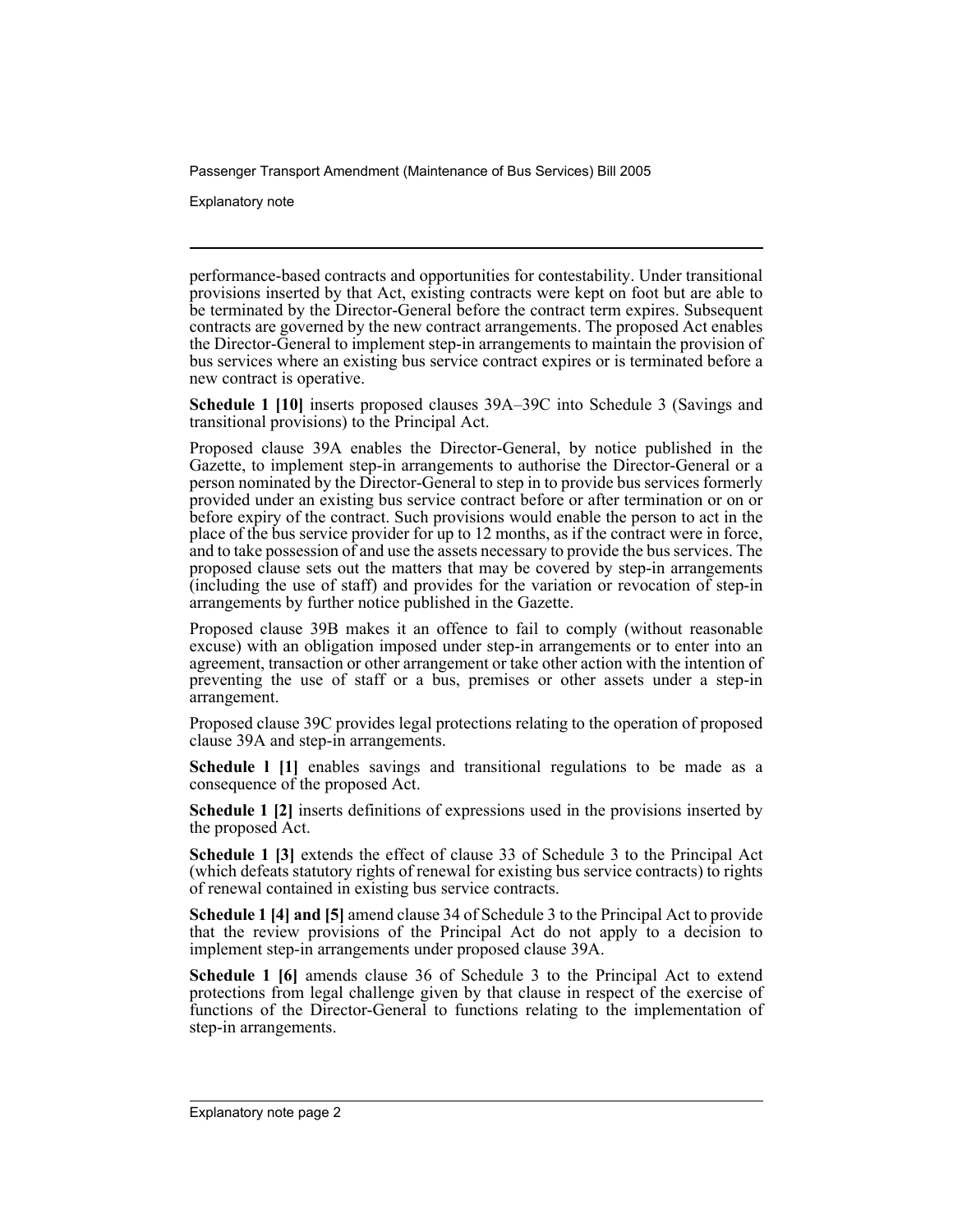performance-based contracts and opportunities for contestability. Under transitional provisions inserted by that Act, existing contracts were kept on foot but are able to be terminated by the Director-General before the contract term expires. Subsequent contracts are governed by the new contract arrangements. The proposed Act enables the Director-General to implement step-in arrangements to maintain the provision of bus services where an existing bus service contract expires or is terminated before a new contract is operative.

**Schedule 1 [10]** inserts proposed clauses 39A–39C into Schedule 3 (Savings and transitional provisions) to the Principal Act.

Proposed clause 39A enables the Director-General, by notice published in the Gazette, to implement step-in arrangements to authorise the Director-General or a person nominated by the Director-General to step in to provide bus services formerly provided under an existing bus service contract before or after termination or on or before expiry of the contract. Such provisions would enable the person to act in the place of the bus service provider for up to 12 months, as if the contract were in force, and to take possession of and use the assets necessary to provide the bus services. The proposed clause sets out the matters that may be covered by step-in arrangements (including the use of staff) and provides for the variation or revocation of step-in arrangements by further notice published in the Gazette.

Proposed clause 39B makes it an offence to fail to comply (without reasonable excuse) with an obligation imposed under step-in arrangements or to enter into an agreement, transaction or other arrangement or take other action with the intention of preventing the use of staff or a bus, premises or other assets under a step-in arrangement.

Proposed clause 39C provides legal protections relating to the operation of proposed clause 39A and step-in arrangements.

**Schedule 1 [1]** enables savings and transitional regulations to be made as a consequence of the proposed Act.

**Schedule 1 [2]** inserts definitions of expressions used in the provisions inserted by the proposed Act.

**Schedule 1 [3]** extends the effect of clause 33 of Schedule 3 to the Principal Act (which defeats statutory rights of renewal for existing bus service contracts) to rights of renewal contained in existing bus service contracts.

**Schedule 1 [4] and [5]** amend clause 34 of Schedule 3 to the Principal Act to provide that the review provisions of the Principal Act do not apply to a decision to implement step-in arrangements under proposed clause 39A.

**Schedule 1 [6]** amends clause 36 of Schedule 3 to the Principal Act to extend protections from legal challenge given by that clause in respect of the exercise of functions of the Director-General to functions relating to the implementation of step-in arrangements.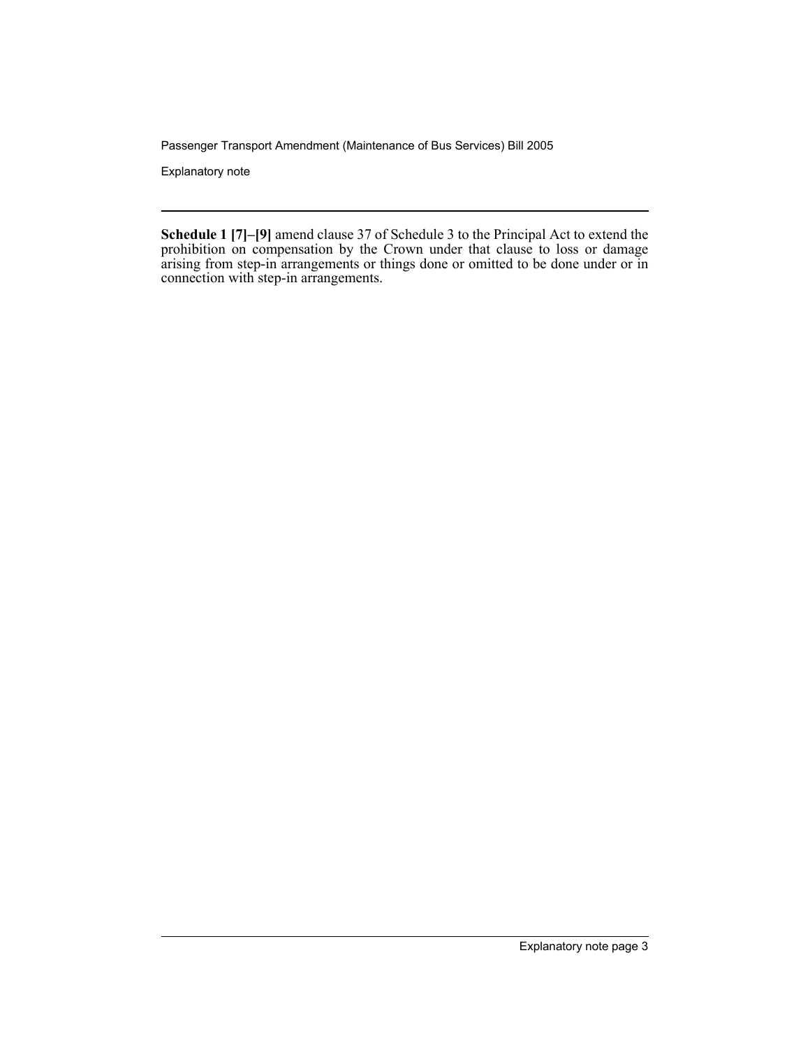**Schedule 1 [7]–[9]** amend clause 37 of Schedule 3 to the Principal Act to extend the prohibition on compensation by the Crown under that clause to loss or damage arising from step-in arrangements or things done or omitted to be done under or in connection with step-in arrangements.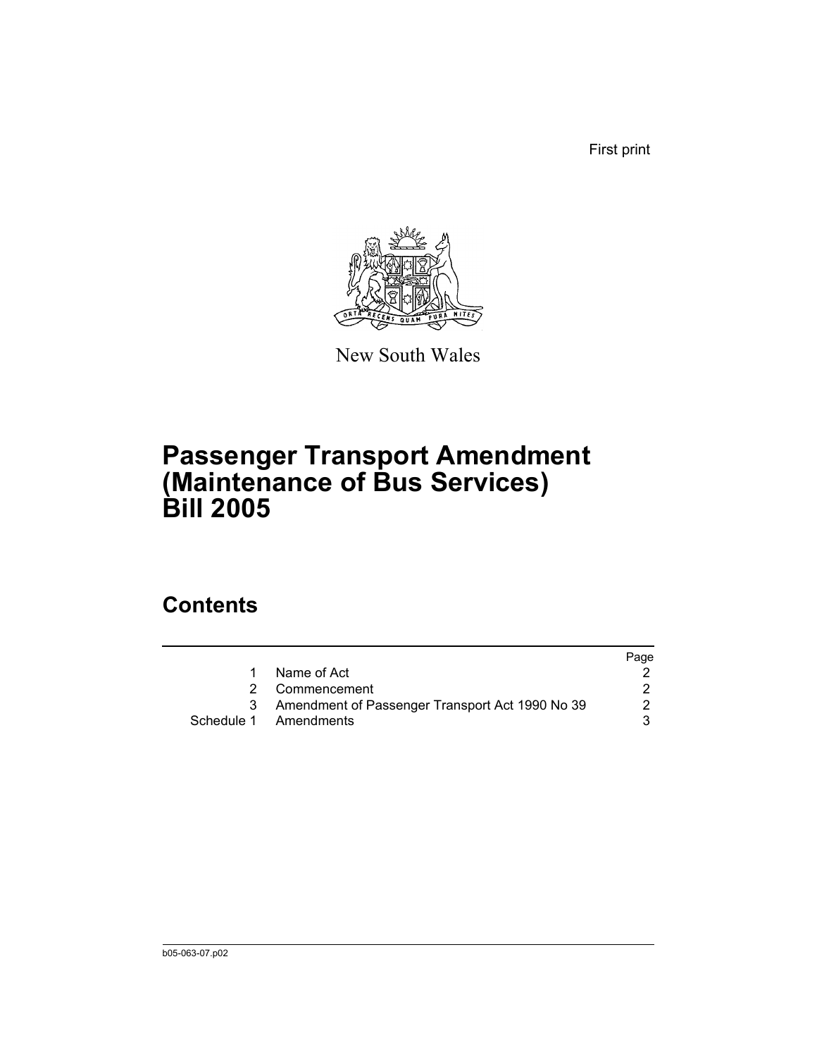First print

New South Wales

# Passenger Transport Amendment (Maintenance of Bus Services) Bill 2005

## Contents

| | | Page |
|---|---|---|
| 1 | Name of Act | 2 |
| 2 | Commencement | 2 |
| 3 | Amendment of Passenger Transport Act 1990 No 39 | 2 |
| Schedule 1 | Amendments | 3 |

b05-063-07.p02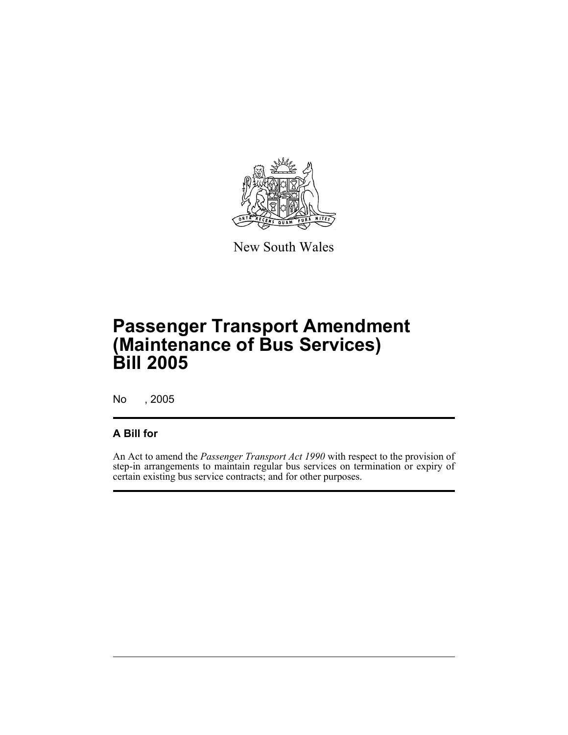New South Wales

# Passenger Transport Amendment (Maintenance of Bus Services) Bill 2005

No , 2005

## A Bill for

An Act to amend the *Passenger Transport Act 1990* with respect to the provision of step-in arrangements to maintain regular bus services on termination or expiry of certain existing bus service contracts; and for other purposes.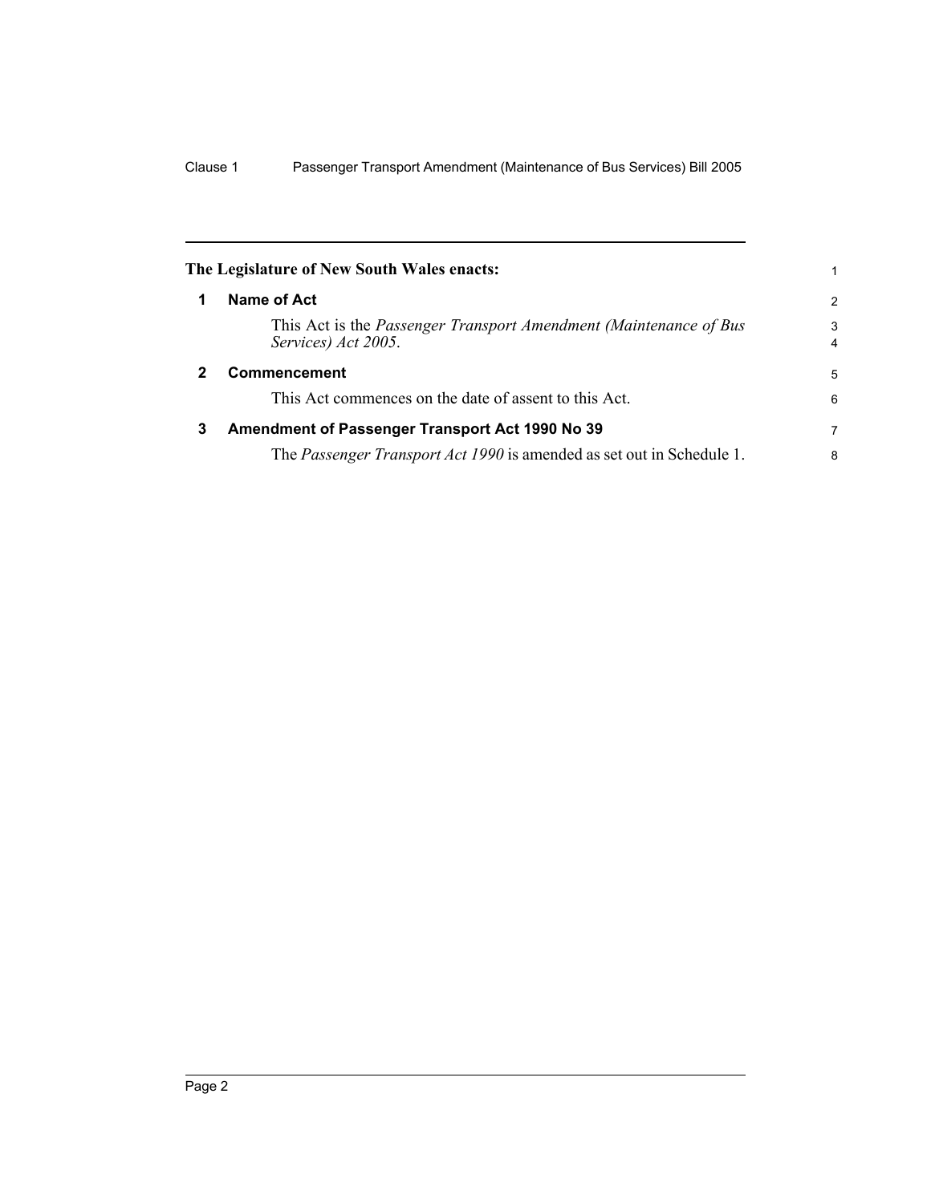**The Legislature of New South Wales enacts:**

## 1 Name of Act

This Act is the *Passenger Transport Amendment (Maintenance of Bus Services) Act 2005*.

## 2 Commencement

This Act commences on the date of assent to this Act.

## 3 Amendment of Passenger Transport Act 1990 No 39

The *Passenger Transport Act 1990* is amended as set out in Schedule 1.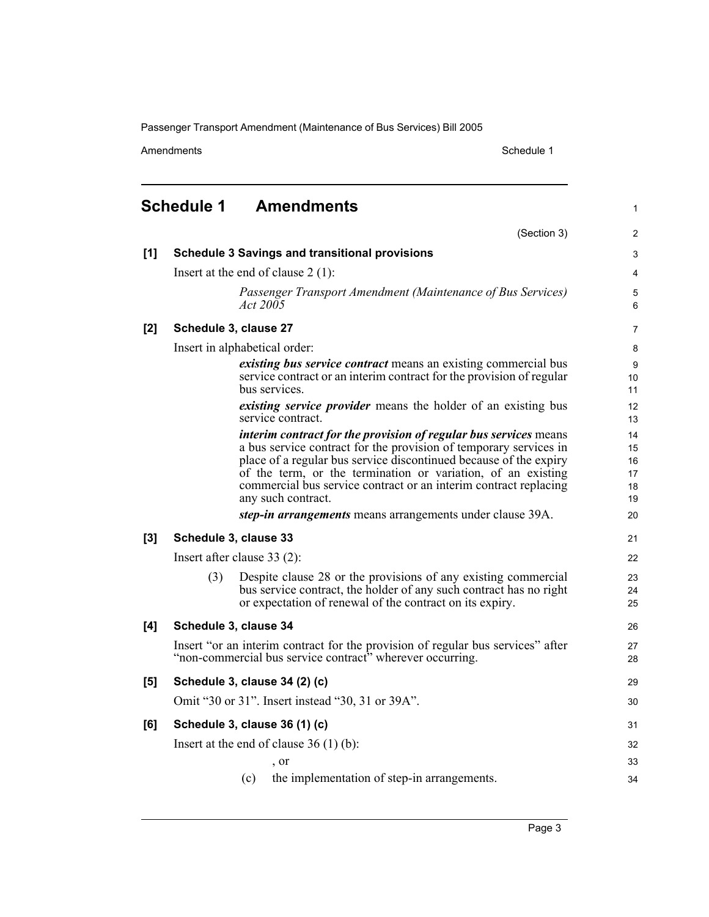# Schedule 1 Amendments

(Section 3)

**[1] Schedule 3 Savings and transitional provisions**

Insert at the end of clause 2 (1):

> *Passenger Transport Amendment (Maintenance of Bus Services) Act 2005*

**[2] Schedule 3, clause 27**

Insert in alphabetical order:

> ***existing bus service contract*** means an existing commercial bus service contract or an interim contract for the provision of regular bus services.
>
> ***existing service provider*** means the holder of an existing bus service contract.
>
> ***interim contract for the provision of regular bus services*** means a bus service contract for the provision of temporary services in place of a regular bus service discontinued because of the expiry of the term, or the termination or variation, of an existing commercial bus service contract or an interim contract replacing any such contract.
>
> ***step-in arrangements*** means arrangements under clause 39A.

**[3] Schedule 3, clause 33**

Insert after clause 33 (2):

> (3) Despite clause 28 or the provisions of any existing commercial bus service contract, the holder of any such contract has no right or expectation of renewal of the contract on its expiry.

**[4] Schedule 3, clause 34**

Insert "or an interim contract for the provision of regular bus services" after "non-commercial bus service contract" wherever occurring.

**[5] Schedule 3, clause 34 (2) (c)**

Omit "30 or 31". Insert instead "30, 31 or 39A".

**[6] Schedule 3, clause 36 (1) (c)**

Insert at the end of clause 36 (1) (b):

> , or
>
> (c) the implementation of step-in arrangements.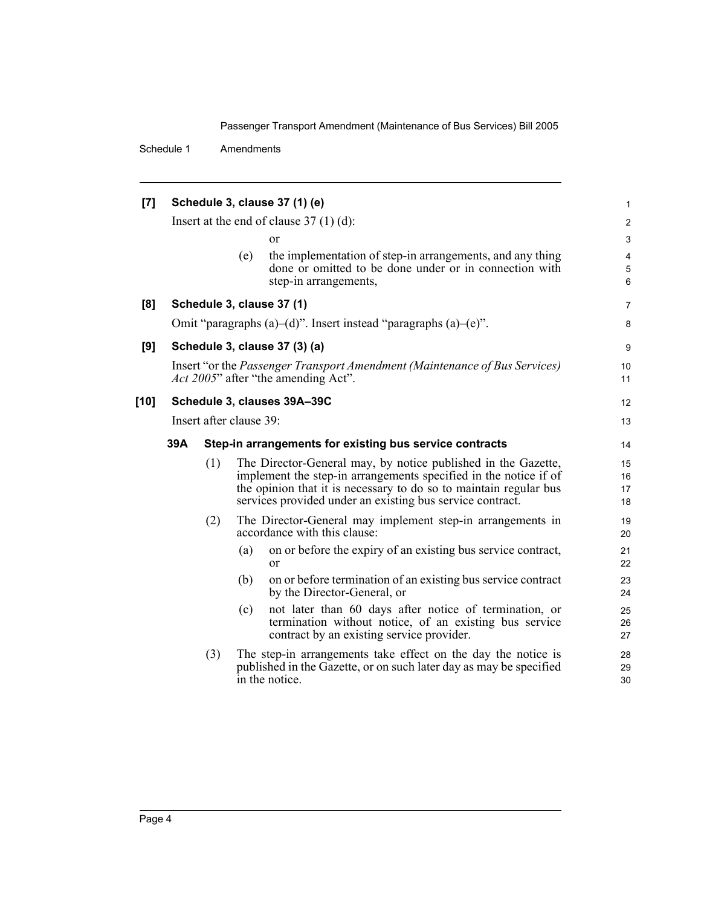**[7] Schedule 3, clause 37 (1) (e)**

Insert at the end of clause 37 (1) (d):

or

(e) the implementation of step-in arrangements, and any thing done or omitted to be done under or in connection with step-in arrangements,

**[8] Schedule 3, clause 37 (1)**

Omit "paragraphs (a)–(d)". Insert instead "paragraphs (a)–(e)".

**[9] Schedule 3, clause 37 (3) (a)**

Insert "or the *Passenger Transport Amendment (Maintenance of Bus Services) Act 2005*" after "the amending Act".

**[10] Schedule 3, clauses 39A–39C**

Insert after clause 39:

**39A Step-in arrangements for existing bus service contracts**

(1) The Director-General may, by notice published in the Gazette, implement the step-in arrangements specified in the notice if of the opinion that it is necessary to do so to maintain regular bus services provided under an existing bus service contract.

(2) The Director-General may implement step-in arrangements in accordance with this clause:

(a) on or before the expiry of an existing bus service contract, or

(b) on or before termination of an existing bus service contract by the Director-General, or

(c) not later than 60 days after notice of termination, or termination without notice, of an existing bus service contract by an existing service provider.

(3) The step-in arrangements take effect on the day the notice is published in the Gazette, or on such later day as may be specified in the notice.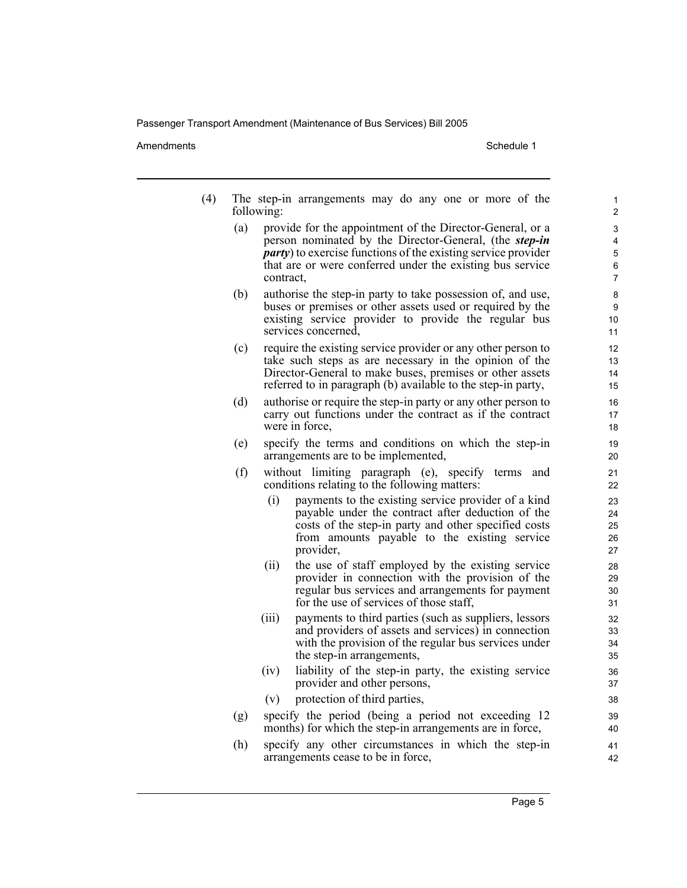(4) The step-in arrangements may do any one or more of the following:

(a) provide for the appointment of the Director-General, or a person nominated by the Director-General, (the ***step-in party***) to exercise functions of the existing service provider that are or were conferred under the existing bus service contract,

(b) authorise the step-in party to take possession of, and use, buses or premises or other assets used or required by the existing service provider to provide the regular bus services concerned,

(c) require the existing service provider or any other person to take such steps as are necessary in the opinion of the Director-General to make buses, premises or other assets referred to in paragraph (b) available to the step-in party,

(d) authorise or require the step-in party or any other person to carry out functions under the contract as if the contract were in force,

(e) specify the terms and conditions on which the step-in arrangements are to be implemented,

(f) without limiting paragraph (e), specify terms and conditions relating to the following matters:

(i) payments to the existing service provider of a kind payable under the contract after deduction of the costs of the step-in party and other specified costs from amounts payable to the existing service provider,

(ii) the use of staff employed by the existing service provider in connection with the provision of the regular bus services and arrangements for payment for the use of services of those staff,

(iii) payments to third parties (such as suppliers, lessors and providers of assets and services) in connection with the provision of the regular bus services under the step-in arrangements,

(iv) liability of the step-in party, the existing service provider and other persons,

(v) protection of third parties,

(g) specify the period (being a period not exceeding 12 months) for which the step-in arrangements are in force,

(h) specify any other circumstances in which the step-in arrangements cease to be in force,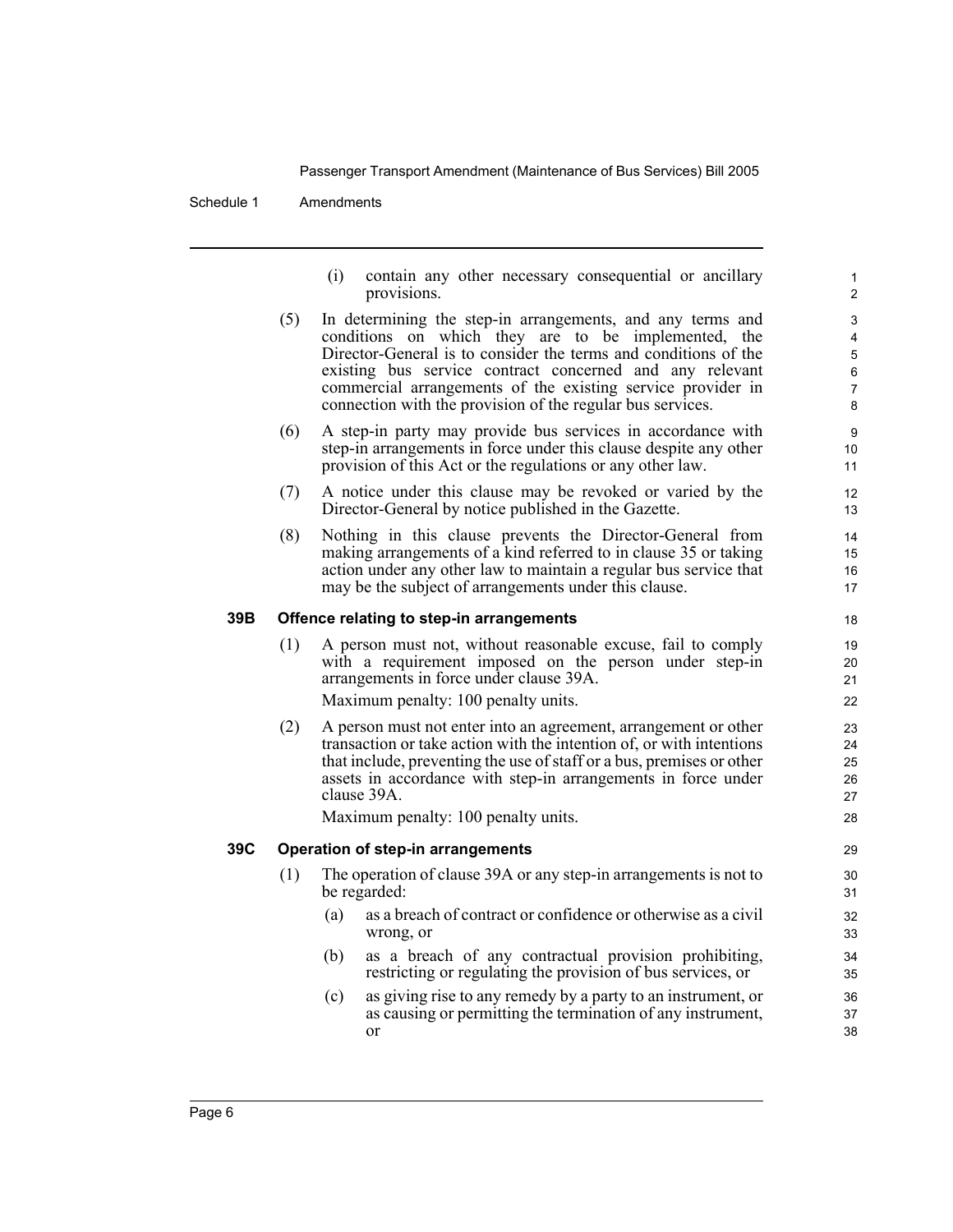(i) contain any other necessary consequential or ancillary provisions.

(5) In determining the step-in arrangements, and any terms and conditions on which they are to be implemented, the Director-General is to consider the terms and conditions of the existing bus service contract concerned and any relevant commercial arrangements of the existing service provider in connection with the provision of the regular bus services.

(6) A step-in party may provide bus services in accordance with step-in arrangements in force under this clause despite any other provision of this Act or the regulations or any other law.

(7) A notice under this clause may be revoked or varied by the Director-General by notice published in the Gazette.

(8) Nothing in this clause prevents the Director-General from making arrangements of a kind referred to in clause 35 or taking action under any other law to maintain a regular bus service that may be the subject of arrangements under this clause.

**39B Offence relating to step-in arrangements**

(1) A person must not, without reasonable excuse, fail to comply with a requirement imposed on the person under step-in arrangements in force under clause 39A.

Maximum penalty: 100 penalty units.

(2) A person must not enter into an agreement, arrangement or other transaction or take action with the intention of, or with intentions that include, preventing the use of staff or a bus, premises or other assets in accordance with step-in arrangements in force under clause 39A.

Maximum penalty: 100 penalty units.

**39C Operation of step-in arrangements**

(1) The operation of clause 39A or any step-in arrangements is not to be regarded:

(a) as a breach of contract or confidence or otherwise as a civil wrong, or

(b) as a breach of any contractual provision prohibiting, restricting or regulating the provision of bus services, or

(c) as giving rise to any remedy by a party to an instrument, or as causing or permitting the termination of any instrument, or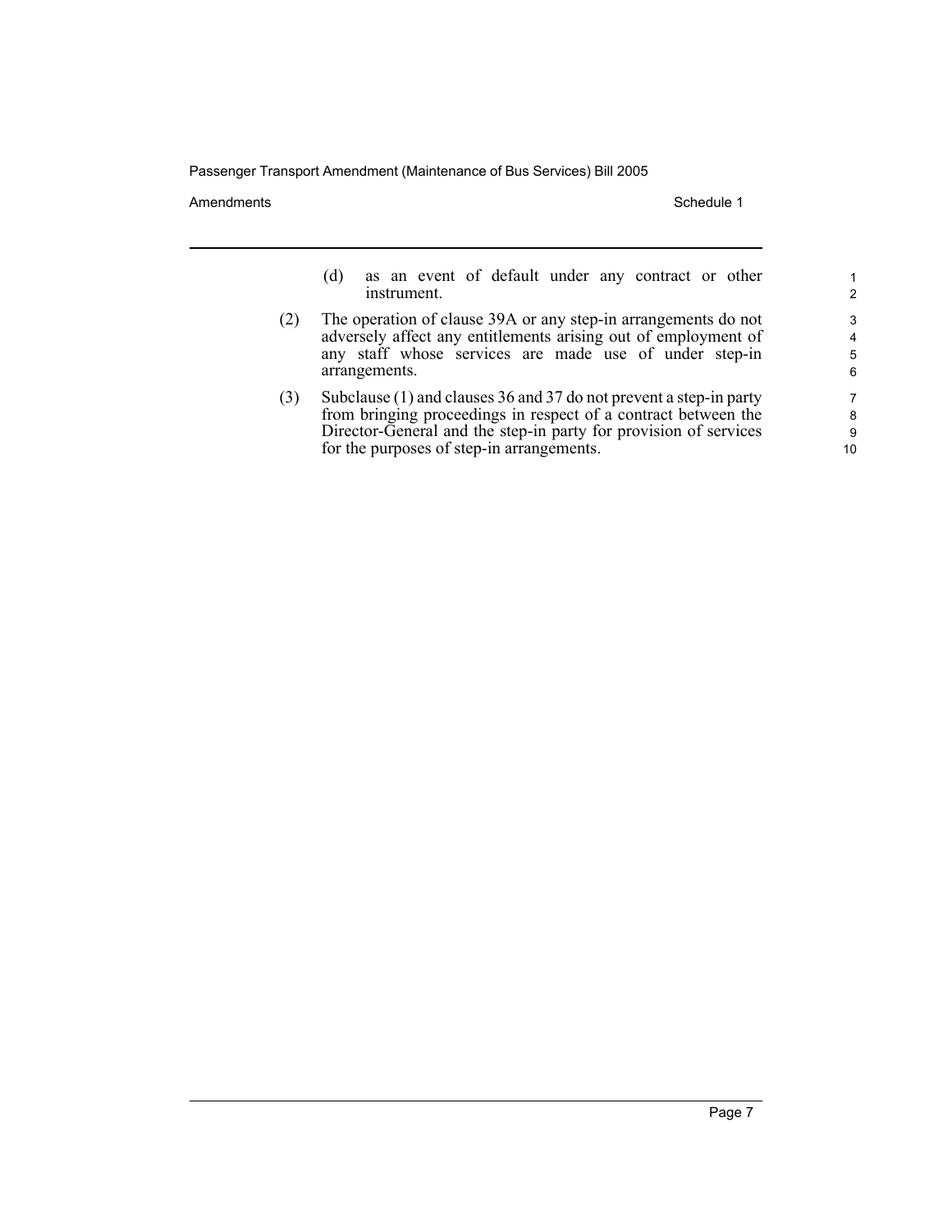(d) as an event of default under any contract or other instrument.

(2) The operation of clause 39A or any step-in arrangements do not adversely affect any entitlements arising out of employment of any staff whose services are made use of under step-in arrangements.

(3) Subclause (1) and clauses 36 and 37 do not prevent a step-in party from bringing proceedings in respect of a contract between the Director-General and the step-in party for provision of services for the purposes of step-in arrangements.